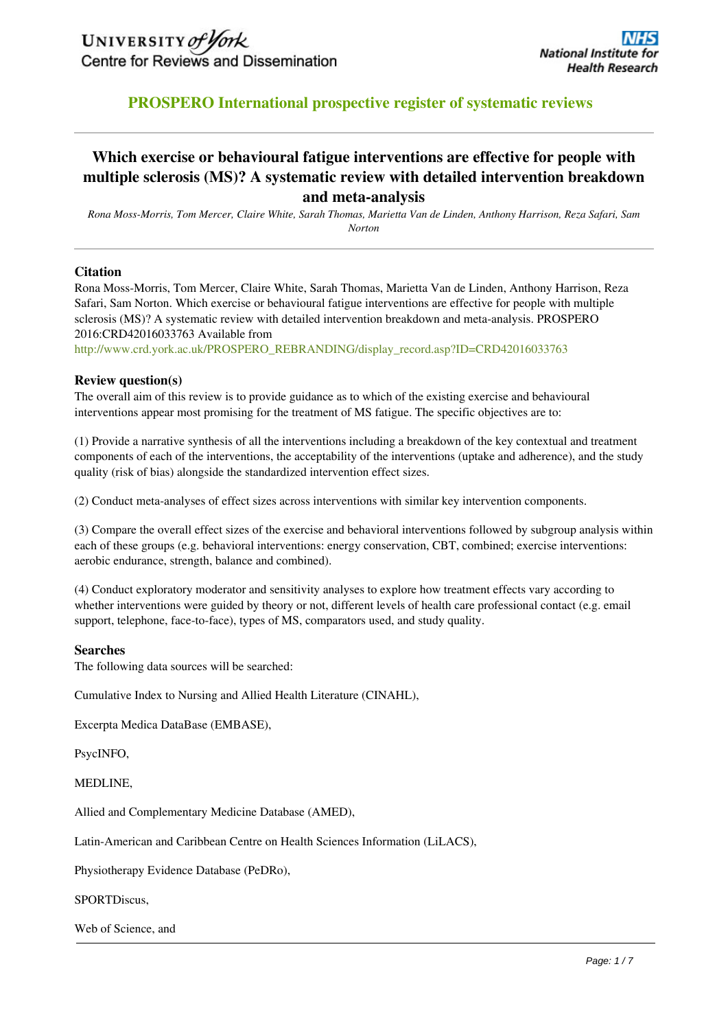UNIVERSITY of York
Centre for Reviews and Dissemination

National Institute for Health Research

## PROSPERO International prospective register of systematic reviews

# Which exercise or behavioural fatigue interventions are effective for people with multiple sclerosis (MS)? A systematic review with detailed intervention breakdown and meta-analysis

*Rona Moss-Morris, Tom Mercer, Claire White, Sarah Thomas, Marietta Van de Linden, Anthony Harrison, Reza Safari, Sam Norton*

### Citation

Rona Moss-Morris, Tom Mercer, Claire White, Sarah Thomas, Marietta Van de Linden, Anthony Harrison, Reza Safari, Sam Norton. Which exercise or behavioural fatigue interventions are effective for people with multiple sclerosis (MS)? A systematic review with detailed intervention breakdown and meta-analysis. PROSPERO 2016:CRD42016033763 Available from http://www.crd.york.ac.uk/PROSPERO_REBRANDING/display_record.asp?ID=CRD42016033763

### Review question(s)

The overall aim of this review is to provide guidance as to which of the existing exercise and behavioural interventions appear most promising for the treatment of MS fatigue. The specific objectives are to:

(1) Provide a narrative synthesis of all the interventions including a breakdown of the key contextual and treatment components of each of the interventions, the acceptability of the interventions (uptake and adherence), and the study quality (risk of bias) alongside the standardized intervention effect sizes.

(2) Conduct meta-analyses of effect sizes across interventions with similar key intervention components.

(3) Compare the overall effect sizes of the exercise and behavioral interventions followed by subgroup analysis within each of these groups (e.g. behavioral interventions: energy conservation, CBT, combined; exercise interventions: aerobic endurance, strength, balance and combined).

(4) Conduct exploratory moderator and sensitivity analyses to explore how treatment effects vary according to whether interventions were guided by theory or not, different levels of health care professional contact (e.g. email support, telephone, face-to-face), types of MS, comparators used, and study quality.

### Searches

The following data sources will be searched:

Cumulative Index to Nursing and Allied Health Literature (CINAHL),

Excerpta Medica DataBase (EMBASE),

PsycINFO,

MEDLINE,

Allied and Complementary Medicine Database (AMED),

Latin-American and Caribbean Centre on Health Sciences Information (LiLACS),

Physiotherapy Evidence Database (PeDRo),

SPORTDiscus,

Web of Science, and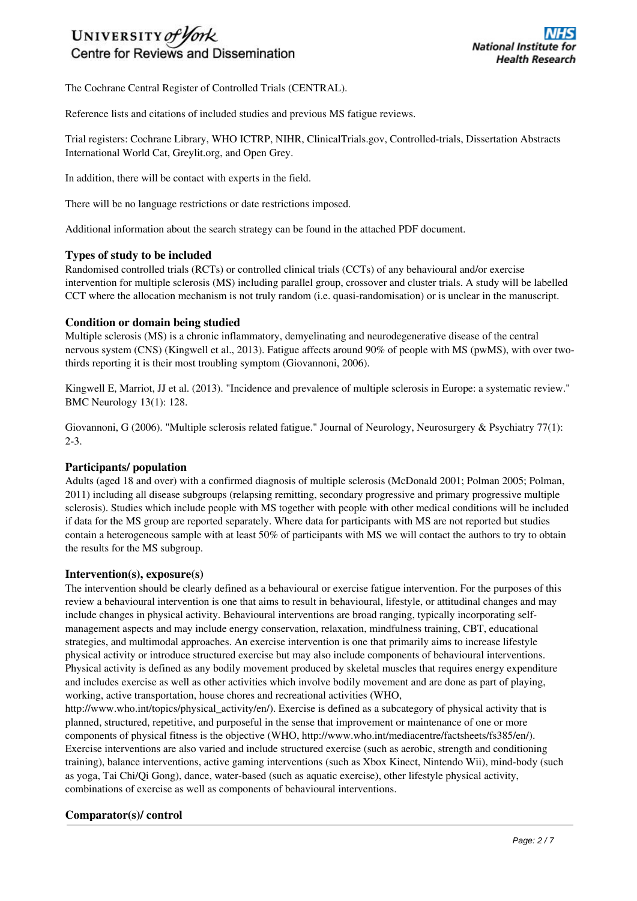The Cochrane Central Register of Controlled Trials (CENTRAL).

Reference lists and citations of included studies and previous MS fatigue reviews.

Trial registers: Cochrane Library, WHO ICTRP, NIHR, ClinicalTrials.gov, Controlled-trials, Dissertation Abstracts International World Cat, Greylit.org, and Open Grey.

In addition, there will be contact with experts in the field.

There will be no language restrictions or date restrictions imposed.

Additional information about the search strategy can be found in the attached PDF document.

### Types of study to be included

Randomised controlled trials (RCTs) or controlled clinical trials (CCTs) of any behavioural and/or exercise intervention for multiple sclerosis (MS) including parallel group, crossover and cluster trials. A study will be labelled CCT where the allocation mechanism is not truly random (i.e. quasi-randomisation) or is unclear in the manuscript.

### Condition or domain being studied

Multiple sclerosis (MS) is a chronic inflammatory, demyelinating and neurodegenerative disease of the central nervous system (CNS) (Kingwell et al., 2013). Fatigue affects around 90% of people with MS (pwMS), with over two-thirds reporting it is their most troubling symptom (Giovannoni, 2006).

Kingwell E, Marriot, JJ et al. (2013). "Incidence and prevalence of multiple sclerosis in Europe: a systematic review." BMC Neurology 13(1): 128.

Giovannoni, G (2006). "Multiple sclerosis related fatigue." Journal of Neurology, Neurosurgery & Psychiatry 77(1): 2-3.

### Participants/ population

Adults (aged 18 and over) with a confirmed diagnosis of multiple sclerosis (McDonald 2001; Polman 2005; Polman, 2011) including all disease subgroups (relapsing remitting, secondary progressive and primary progressive multiple sclerosis). Studies which include people with MS together with people with other medical conditions will be included if data for the MS group are reported separately. Where data for participants with MS are not reported but studies contain a heterogeneous sample with at least 50% of participants with MS we will contact the authors to try to obtain the results for the MS subgroup.

### Intervention(s), exposure(s)

The intervention should be clearly defined as a behavioural or exercise fatigue intervention. For the purposes of this review a behavioural intervention is one that aims to result in behavioural, lifestyle, or attitudinal changes and may include changes in physical activity. Behavioural interventions are broad ranging, typically incorporating self-management aspects and may include energy conservation, relaxation, mindfulness training, CBT, educational strategies, and multimodal approaches. An exercise intervention is one that primarily aims to increase lifestyle physical activity or introduce structured exercise but may also include components of behavioural interventions. Physical activity is defined as any bodily movement produced by skeletal muscles that requires energy expenditure and includes exercise as well as other activities which involve bodily movement and are done as part of playing, working, active transportation, house chores and recreational activities (WHO, http://www.who.int/topics/physical_activity/en/). Exercise is defined as a subcategory of physical activity that is planned, structured, repetitive, and purposeful in the sense that improvement or maintenance of one or more components of physical fitness is the objective (WHO, http://www.who.int/mediacentre/factsheets/fs385/en/). Exercise interventions are also varied and include structured exercise (such as aerobic, strength and conditioning training), balance interventions, active gaming interventions (such as Xbox Kinect, Nintendo Wii), mind-body (such as yoga, Tai Chi/Qi Gong), dance, water-based (such as aquatic exercise), other lifestyle physical activity, combinations of exercise as well as components of behavioural interventions.

### Comparator(s)/ control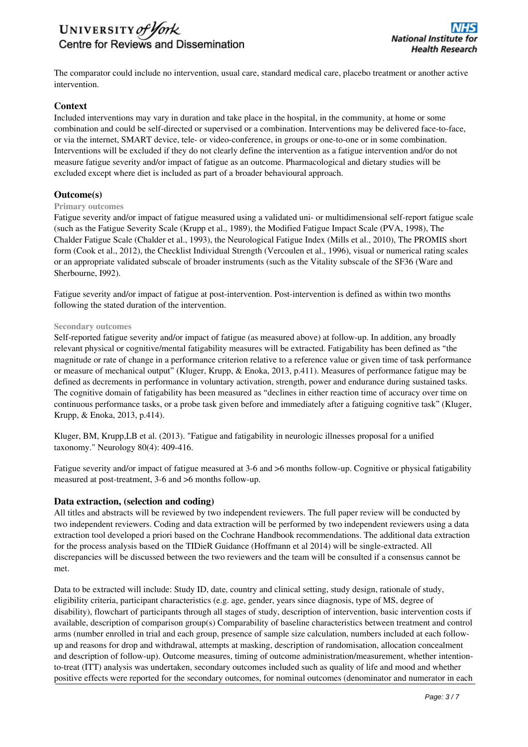The comparator could include no intervention, usual care, standard medical care, placebo treatment or another active intervention.

### Context

Included interventions may vary in duration and take place in the hospital, in the community, at home or some combination and could be self-directed or supervised or a combination. Interventions may be delivered face-to-face, or via the internet, SMART device, tele- or video-conference, in groups or one-to-one or in some combination. Interventions will be excluded if they do not clearly define the intervention as a fatigue intervention and/or do not measure fatigue severity and/or impact of fatigue as an outcome. Pharmacological and dietary studies will be excluded except where diet is included as part of a broader behavioural approach.

### Outcome(s)

#### Primary outcomes

Fatigue severity and/or impact of fatigue measured using a validated uni- or multidimensional self-report fatigue scale (such as the Fatigue Severity Scale (Krupp et al., 1989), the Modified Fatigue Impact Scale (PVA, 1998), The Chalder Fatigue Scale (Chalder et al., 1993), the Neurological Fatigue Index (Mills et al., 2010), The PROMIS short form (Cook et al., 2012), the Checklist Individual Strength (Vercoulen et al., 1996), visual or numerical rating scales or an appropriate validated subscale of broader instruments (such as the Vitality subscale of the SF36 (Ware and Sherbourne, I992).

Fatigue severity and/or impact of fatigue at post-intervention. Post-intervention is defined as within two months following the stated duration of the intervention.

#### Secondary outcomes

Self-reported fatigue severity and/or impact of fatigue (as measured above) at follow-up. In addition, any broadly relevant physical or cognitive/mental fatigability measures will be extracted. Fatigability has been defined as "the magnitude or rate of change in a performance criterion relative to a reference value or given time of task performance or measure of mechanical output" (Kluger, Krupp, & Enoka, 2013, p.411). Measures of performance fatigue may be defined as decrements in performance in voluntary activation, strength, power and endurance during sustained tasks. The cognitive domain of fatigability has been measured as "declines in either reaction time of accuracy over time on continuous performance tasks, or a probe task given before and immediately after a fatiguing cognitive task" (Kluger, Krupp, & Enoka, 2013, p.414).

Kluger, BM, Krupp,LB et al. (2013). "Fatigue and fatigability in neurologic illnesses proposal for a unified taxonomy." Neurology 80(4): 409-416.

Fatigue severity and/or impact of fatigue measured at 3-6 and >6 months follow-up. Cognitive or physical fatigability measured at post-treatment, 3-6 and >6 months follow-up.

### Data extraction, (selection and coding)

All titles and abstracts will be reviewed by two independent reviewers. The full paper review will be conducted by two independent reviewers. Coding and data extraction will be performed by two independent reviewers using a data extraction tool developed a priori based on the Cochrane Handbook recommendations. The additional data extraction for the process analysis based on the TIDieR Guidance (Hoffmann et al 2014) will be single-extracted. All discrepancies will be discussed between the two reviewers and the team will be consulted if a consensus cannot be met.

Data to be extracted will include: Study ID, date, country and clinical setting, study design, rationale of study, eligibility criteria, participant characteristics (e.g. age, gender, years since diagnosis, type of MS, degree of disability), flowchart of participants through all stages of study, description of intervention, basic intervention costs if available, description of comparison group(s) Comparability of baseline characteristics between treatment and control arms (number enrolled in trial and each group, presence of sample size calculation, numbers included at each follow-up and reasons for drop and withdrawal, attempts at masking, description of randomisation, allocation concealment and description of follow-up). Outcome measures, timing of outcome administration/measurement, whether intention-to-treat (ITT) analysis was undertaken, secondary outcomes included such as quality of life and mood and whether positive effects were reported for the secondary outcomes, for nominal outcomes (denominator and numerator in each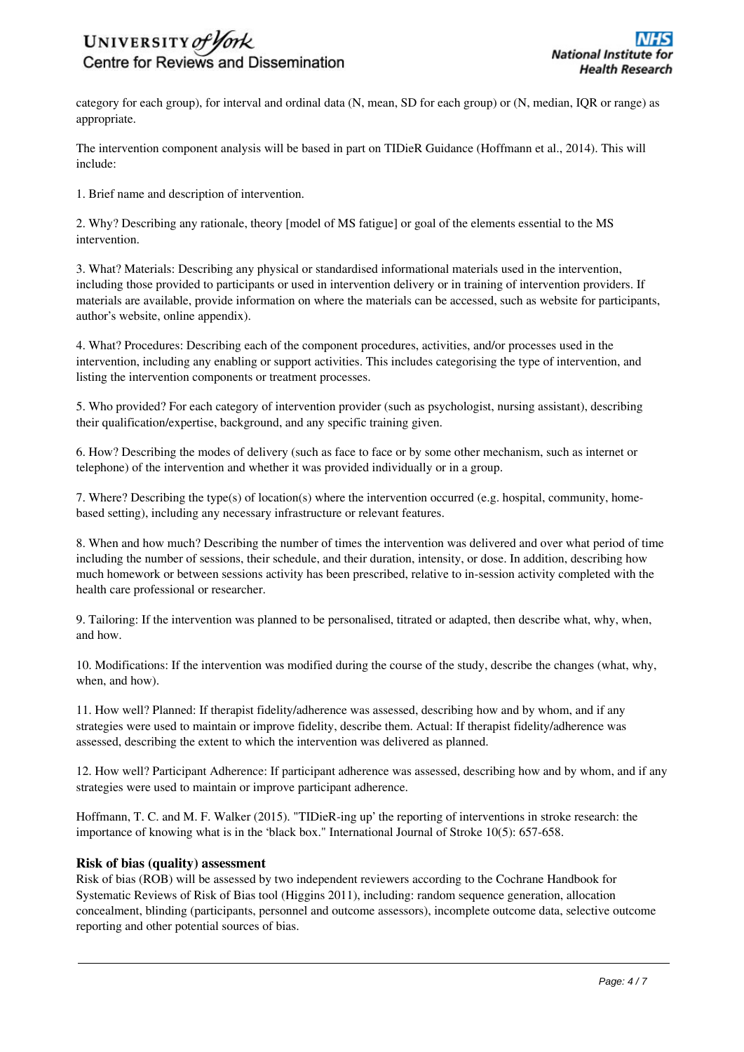category for each group), for interval and ordinal data (N, mean, SD for each group) or (N, median, IQR or range) as appropriate.

The intervention component analysis will be based in part on TIDieR Guidance (Hoffmann et al., 2014). This will include:

1. Brief name and description of intervention.

2. Why? Describing any rationale, theory [model of MS fatigue] or goal of the elements essential to the MS intervention.

3. What? Materials: Describing any physical or standardised informational materials used in the intervention, including those provided to participants or used in intervention delivery or in training of intervention providers. If materials are available, provide information on where the materials can be accessed, such as website for participants, author's website, online appendix).

4. What? Procedures: Describing each of the component procedures, activities, and/or processes used in the intervention, including any enabling or support activities. This includes categorising the type of intervention, and listing the intervention components or treatment processes.

5. Who provided? For each category of intervention provider (such as psychologist, nursing assistant), describing their qualification/expertise, background, and any specific training given.

6. How? Describing the modes of delivery (such as face to face or by some other mechanism, such as internet or telephone) of the intervention and whether it was provided individually or in a group.

7. Where? Describing the type(s) of location(s) where the intervention occurred (e.g. hospital, community, home-based setting), including any necessary infrastructure or relevant features.

8. When and how much? Describing the number of times the intervention was delivered and over what period of time including the number of sessions, their schedule, and their duration, intensity, or dose. In addition, describing how much homework or between sessions activity has been prescribed, relative to in-session activity completed with the health care professional or researcher.

9. Tailoring: If the intervention was planned to be personalised, titrated or adapted, then describe what, why, when, and how.

10. Modifications: If the intervention was modified during the course of the study, describe the changes (what, why, when, and how).

11. How well? Planned: If therapist fidelity/adherence was assessed, describing how and by whom, and if any strategies were used to maintain or improve fidelity, describe them. Actual: If therapist fidelity/adherence was assessed, describing the extent to which the intervention was delivered as planned.

12. How well? Participant Adherence: If participant adherence was assessed, describing how and by whom, and if any strategies were used to maintain or improve participant adherence.

Hoffmann, T. C. and M. F. Walker (2015). "TIDieR-ing up' the reporting of interventions in stroke research: the importance of knowing what is in the 'black box." International Journal of Stroke 10(5): 657-658.

### Risk of bias (quality) assessment

Risk of bias (ROB) will be assessed by two independent reviewers according to the Cochrane Handbook for Systematic Reviews of Risk of Bias tool (Higgins 2011), including: random sequence generation, allocation concealment, blinding (participants, personnel and outcome assessors), incomplete outcome data, selective outcome reporting and other potential sources of bias.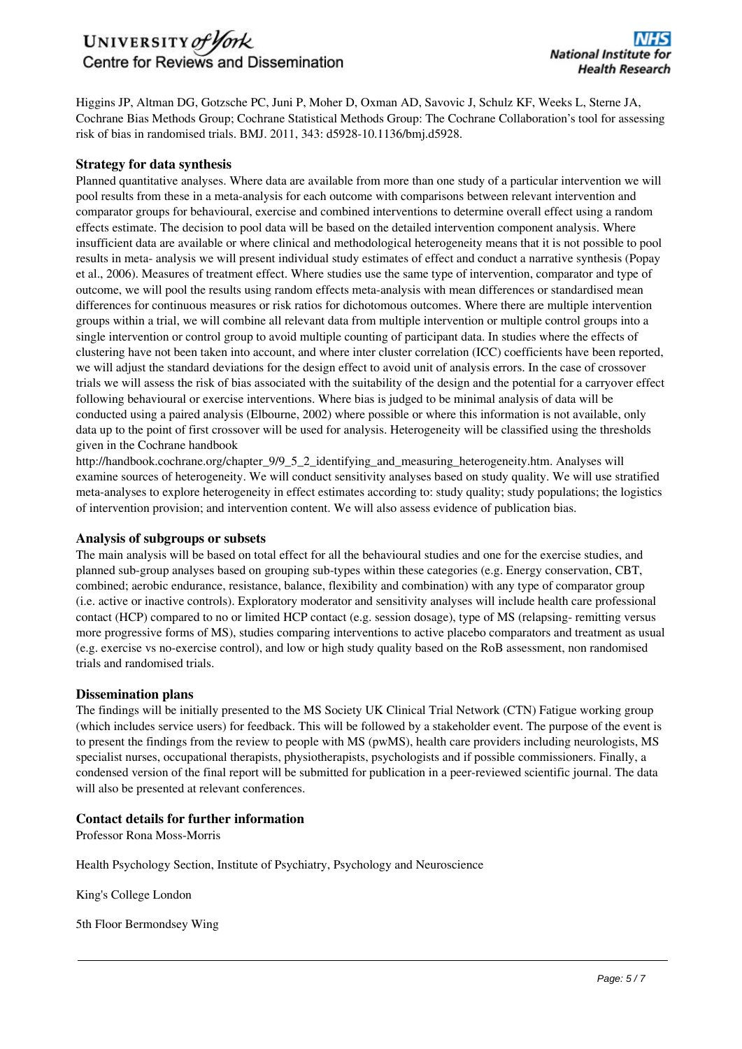Higgins JP, Altman DG, Gotzsche PC, Juni P, Moher D, Oxman AD, Savovic J, Schulz KF, Weeks L, Sterne JA, Cochrane Bias Methods Group; Cochrane Statistical Methods Group: The Cochrane Collaboration's tool for assessing risk of bias in randomised trials. BMJ. 2011, 343: d5928-10.1136/bmj.d5928.

### Strategy for data synthesis

Planned quantitative analyses. Where data are available from more than one study of a particular intervention we will pool results from these in a meta-analysis for each outcome with comparisons between relevant intervention and comparator groups for behavioural, exercise and combined interventions to determine overall effect using a random effects estimate. The decision to pool data will be based on the detailed intervention component analysis. Where insufficient data are available or where clinical and methodological heterogeneity means that it is not possible to pool results in meta- analysis we will present individual study estimates of effect and conduct a narrative synthesis (Popay et al., 2006). Measures of treatment effect. Where studies use the same type of intervention, comparator and type of outcome, we will pool the results using random effects meta-analysis with mean differences or standardised mean differences for continuous measures or risk ratios for dichotomous outcomes. Where there are multiple intervention groups within a trial, we will combine all relevant data from multiple intervention or multiple control groups into a single intervention or control group to avoid multiple counting of participant data. In studies where the effects of clustering have not been taken into account, and where inter cluster correlation (ICC) coefficients have been reported, we will adjust the standard deviations for the design effect to avoid unit of analysis errors. In the case of crossover trials we will assess the risk of bias associated with the suitability of the design and the potential for a carryover effect following behavioural or exercise interventions. Where bias is judged to be minimal analysis of data will be conducted using a paired analysis (Elbourne, 2002) where possible or where this information is not available, only data up to the point of first crossover will be used for analysis. Heterogeneity will be classified using the thresholds given in the Cochrane handbook
http://handbook.cochrane.org/chapter_9/9_5_2_identifying_and_measuring_heterogeneity.htm. Analyses will examine sources of heterogeneity. We will conduct sensitivity analyses based on study quality. We will use stratified meta-analyses to explore heterogeneity in effect estimates according to: study quality; study populations; the logistics of intervention provision; and intervention content. We will also assess evidence of publication bias.

### Analysis of subgroups or subsets

The main analysis will be based on total effect for all the behavioural studies and one for the exercise studies, and planned sub-group analyses based on grouping sub-types within these categories (e.g. Energy conservation, CBT, combined; aerobic endurance, resistance, balance, flexibility and combination) with any type of comparator group (i.e. active or inactive controls). Exploratory moderator and sensitivity analyses will include health care professional contact (HCP) compared to no or limited HCP contact (e.g. session dosage), type of MS (relapsing- remitting versus more progressive forms of MS), studies comparing interventions to active placebo comparators and treatment as usual (e.g. exercise vs no-exercise control), and low or high study quality based on the RoB assessment, non randomised trials and randomised trials.

### Dissemination plans

The findings will be initially presented to the MS Society UK Clinical Trial Network (CTN) Fatigue working group (which includes service users) for feedback. This will be followed by a stakeholder event. The purpose of the event is to present the findings from the review to people with MS (pwMS), health care providers including neurologists, MS specialist nurses, occupational therapists, physiotherapists, psychologists and if possible commissioners. Finally, a condensed version of the final report will be submitted for publication in a peer-reviewed scientific journal. The data will also be presented at relevant conferences.

### Contact details for further information

Professor Rona Moss-Morris

Health Psychology Section, Institute of Psychiatry, Psychology and Neuroscience

King's College London

5th Floor Bermondsey Wing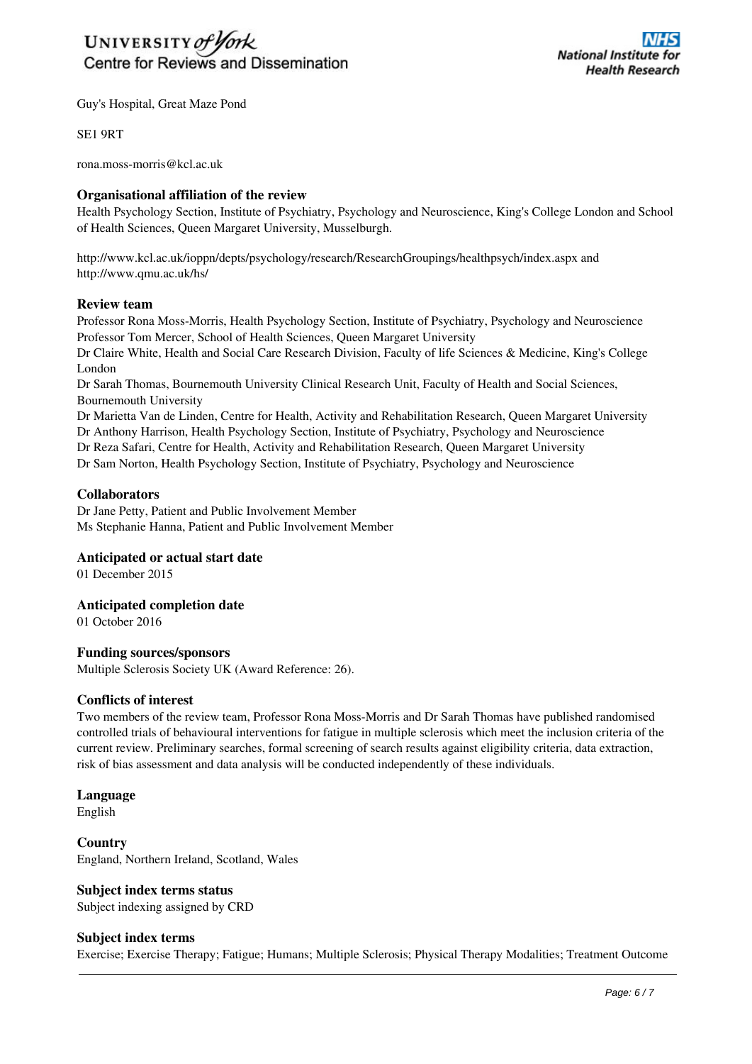Guy's Hospital, Great Maze Pond

SE1 9RT

rona.moss-morris@kcl.ac.uk

### Organisational affiliation of the review

Health Psychology Section, Institute of Psychiatry, Psychology and Neuroscience, King's College London and School of Health Sciences, Queen Margaret University, Musselburgh.

http://www.kcl.ac.uk/ioppn/depts/psychology/research/ResearchGroupings/healthpsych/index.aspx and http://www.qmu.ac.uk/hs/

### Review team

Professor Rona Moss-Morris, Health Psychology Section, Institute of Psychiatry, Psychology and Neuroscience
Professor Tom Mercer, School of Health Sciences, Queen Margaret University
Dr Claire White, Health and Social Care Research Division, Faculty of life Sciences & Medicine, King's College London
Dr Sarah Thomas, Bournemouth University Clinical Research Unit, Faculty of Health and Social Sciences, Bournemouth University
Dr Marietta Van de Linden, Centre for Health, Activity and Rehabilitation Research, Queen Margaret University
Dr Anthony Harrison, Health Psychology Section, Institute of Psychiatry, Psychology and Neuroscience
Dr Reza Safari, Centre for Health, Activity and Rehabilitation Research, Queen Margaret University
Dr Sam Norton, Health Psychology Section, Institute of Psychiatry, Psychology and Neuroscience

### Collaborators

Dr Jane Petty, Patient and Public Involvement Member
Ms Stephanie Hanna, Patient and Public Involvement Member

### Anticipated or actual start date

01 December 2015

### Anticipated completion date

01 October 2016

### Funding sources/sponsors

Multiple Sclerosis Society UK (Award Reference: 26).

### Conflicts of interest

Two members of the review team, Professor Rona Moss-Morris and Dr Sarah Thomas have published randomised controlled trials of behavioural interventions for fatigue in multiple sclerosis which meet the inclusion criteria of the current review. Preliminary searches, formal screening of search results against eligibility criteria, data extraction, risk of bias assessment and data analysis will be conducted independently of these individuals.

### Language

English

### Country

England, Northern Ireland, Scotland, Wales

### Subject index terms status

Subject indexing assigned by CRD

### Subject index terms

Exercise; Exercise Therapy; Fatigue; Humans; Multiple Sclerosis; Physical Therapy Modalities; Treatment Outcome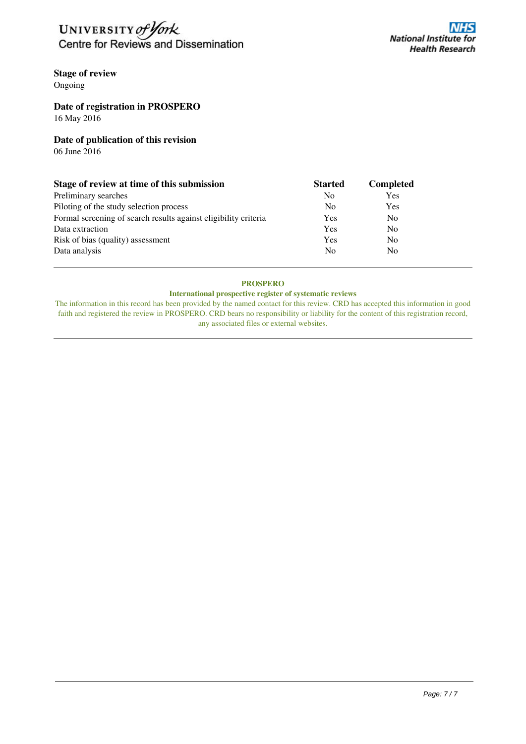**Stage of review**
Ongoing

**Date of registration in PROSPERO**
16 May 2016

**Date of publication of this revision**
06 June 2016

| Stage of review at time of this submission | Started | Completed |
|---|---|---|
| Preliminary searches | No | Yes |
| Piloting of the study selection process | No | Yes |
| Formal screening of search results against eligibility criteria | Yes | No |
| Data extraction | Yes | No |
| Risk of bias (quality) assessment | Yes | No |
| Data analysis | No | No |

---

**PROSPERO**

**International prospective register of systematic reviews**

The information in this record has been provided by the named contact for this review. CRD has accepted this information in good faith and registered the review in PROSPERO. CRD bears no responsibility or liability for the content of this registration record, any associated files or external websites.